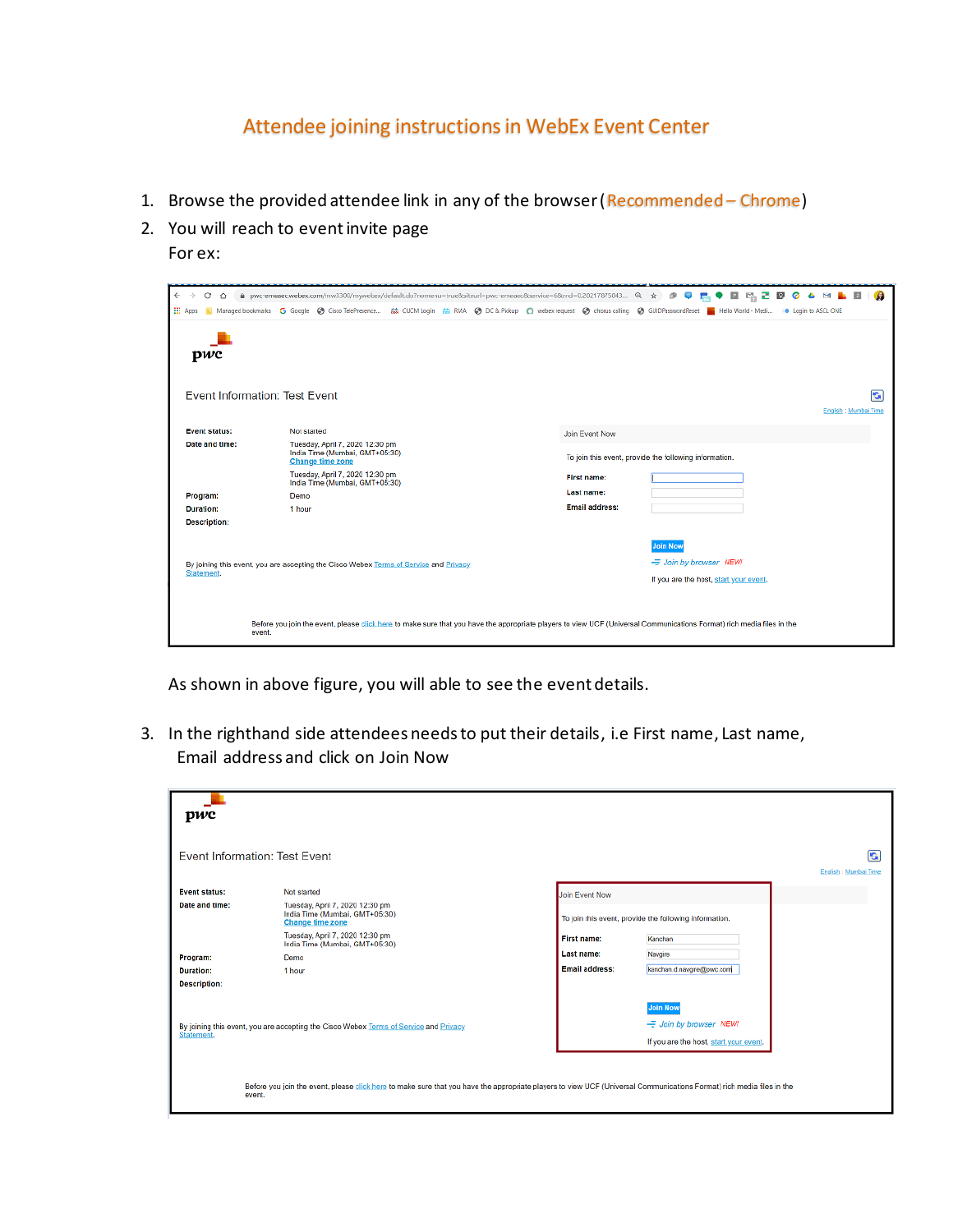# Attendee joining instructions in WebEx Event Center

1. Browse the provided attendee link in any of the browser (Recommended – Chrome)
2. You will reach to event invite page

   For ex:

   As shown in above figure, you will able to see the event details.

3. In the righthand side attendees needs to put their details, i.e First name, Last name, Email address and click on Join Now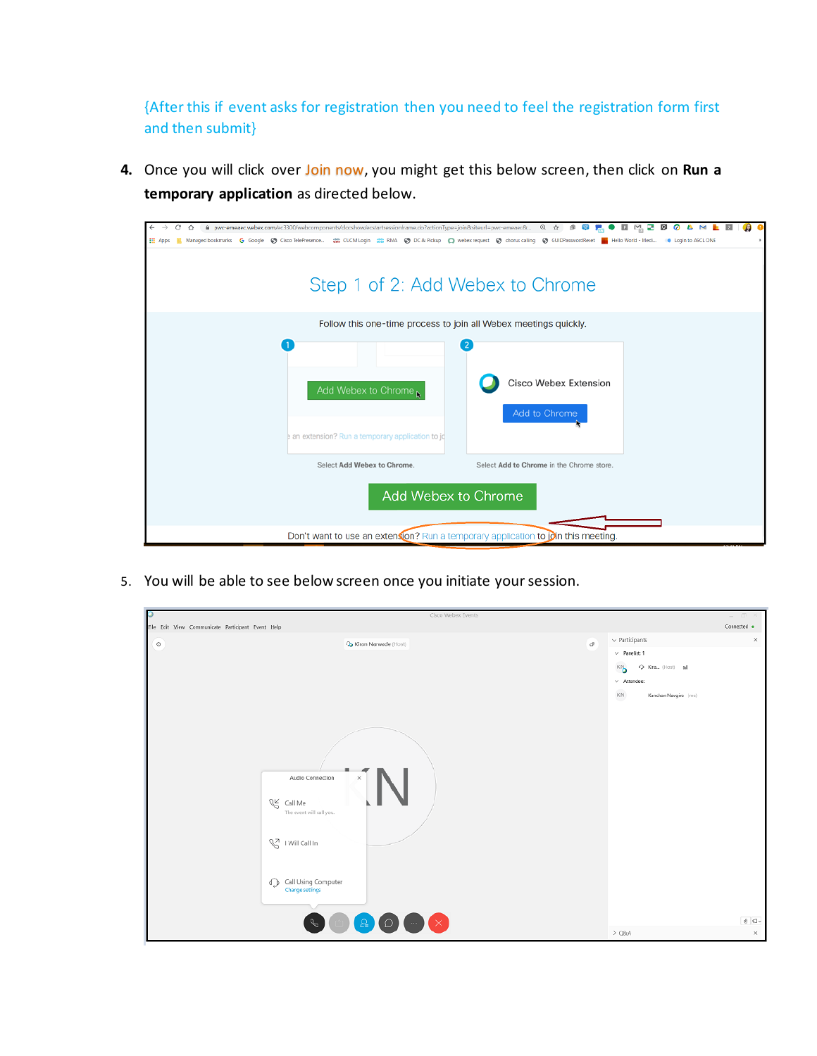{After this if event asks for registration then you need to feel the registration form first and then submit}

4. Once you will click over Join now, you might get this below screen, then click on **Run a temporary application** as directed below.

5. You will be able to see below screen once you initiate your session.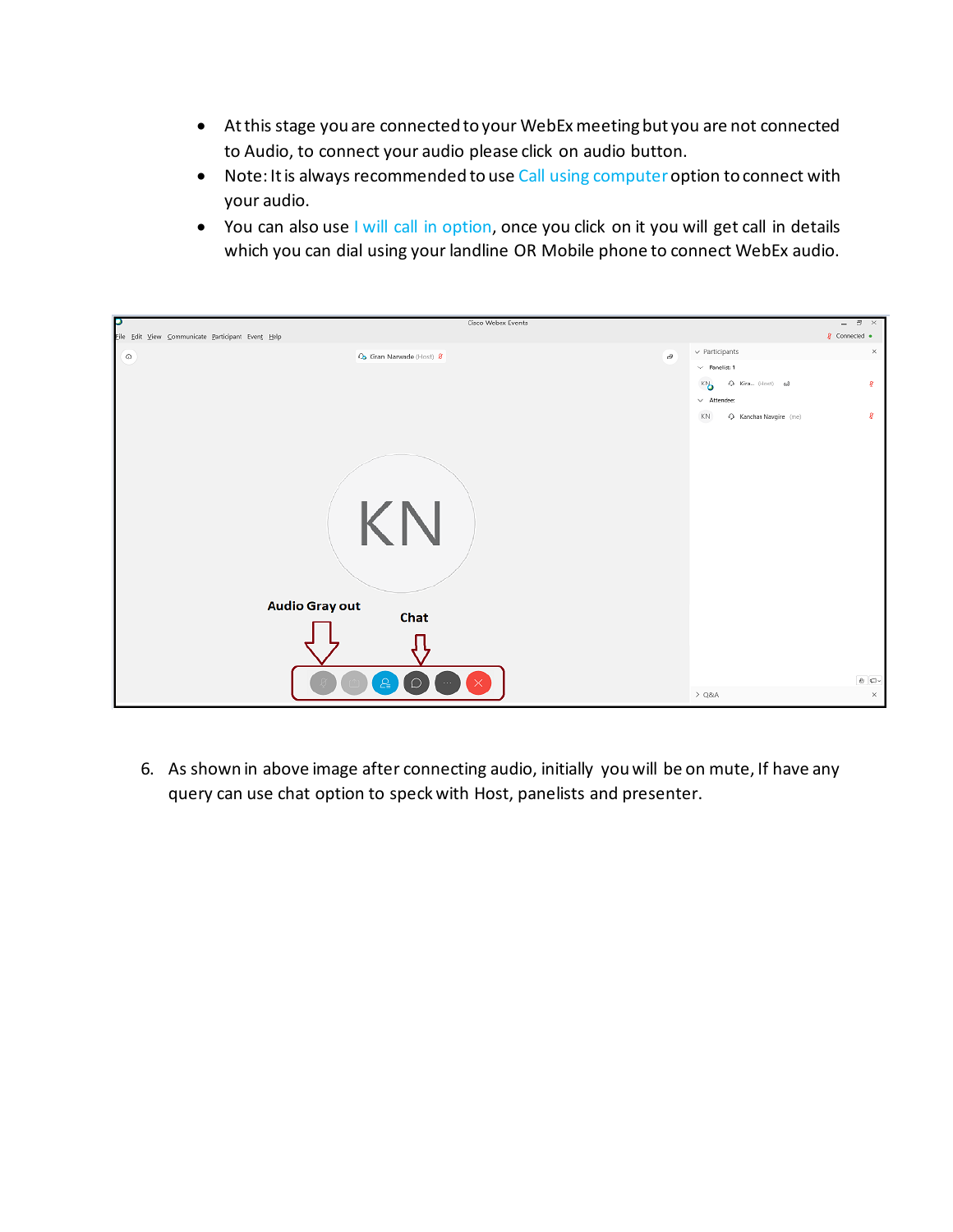- At this stage you are connected to your WebEx meeting but you are not connected to Audio, to connect your audio please click on audio button.
- Note: It is always recommended to use Call using computer option to connect with your audio.
- You can also use I will call in option, once you click on it you will get call in details which you can dial using your landline OR Mobile phone to connect WebEx audio.

6. As shown in above image after connecting audio, initially you will be on mute, If have any query can use chat option to speck with Host, panelists and presenter.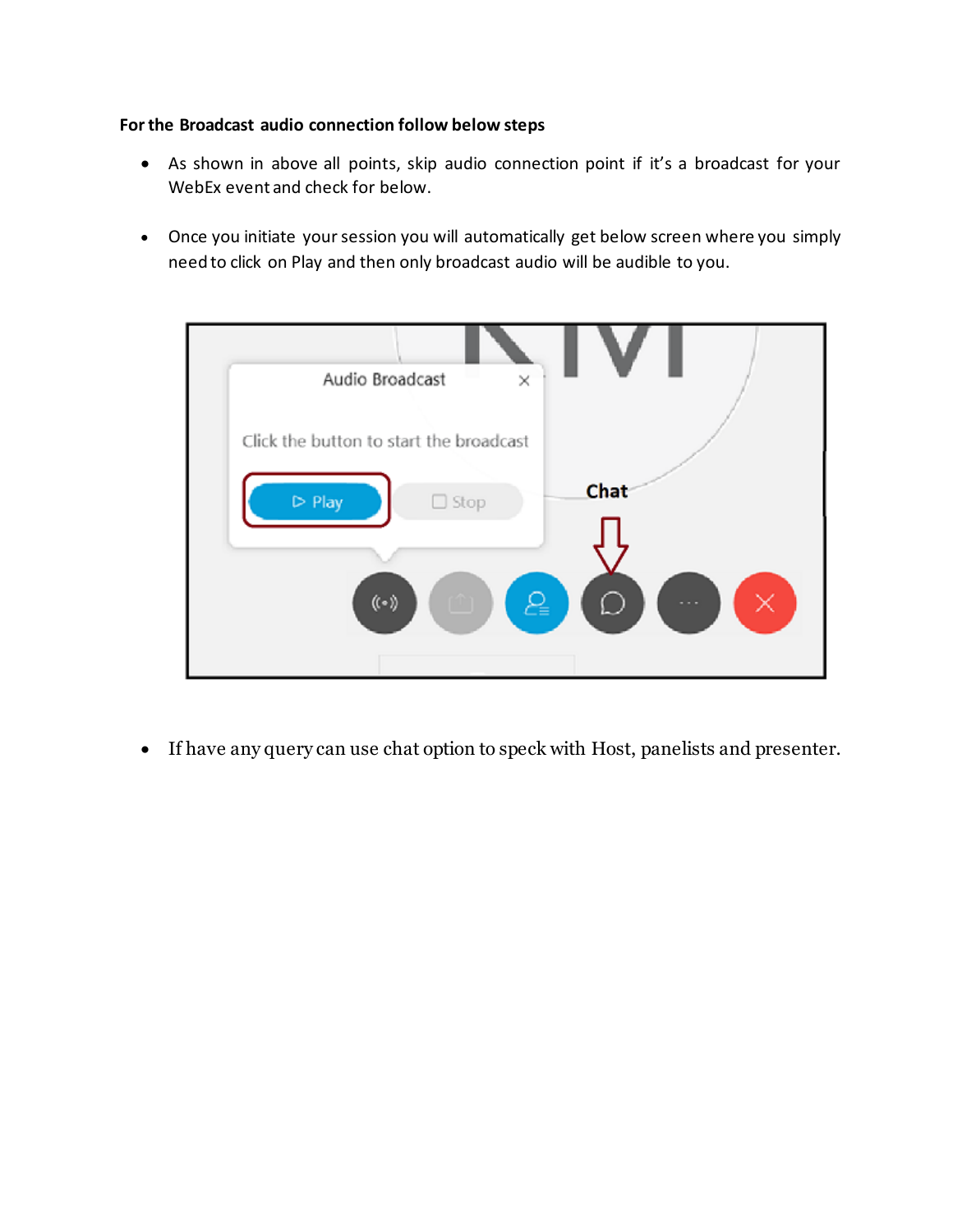**For the Broadcast audio connection follow below steps**

- As shown in above all points, skip audio connection point if it's a broadcast for your WebEx event and check for below.

- Once you initiate your session you will automatically get below screen where you simply need to click on Play and then only broadcast audio will be audible to you.

Audio Broadcast

Click the button to start the broadcast

Play

Stop

Chat

- If have any query can use chat option to speck with Host, panelists and presenter.